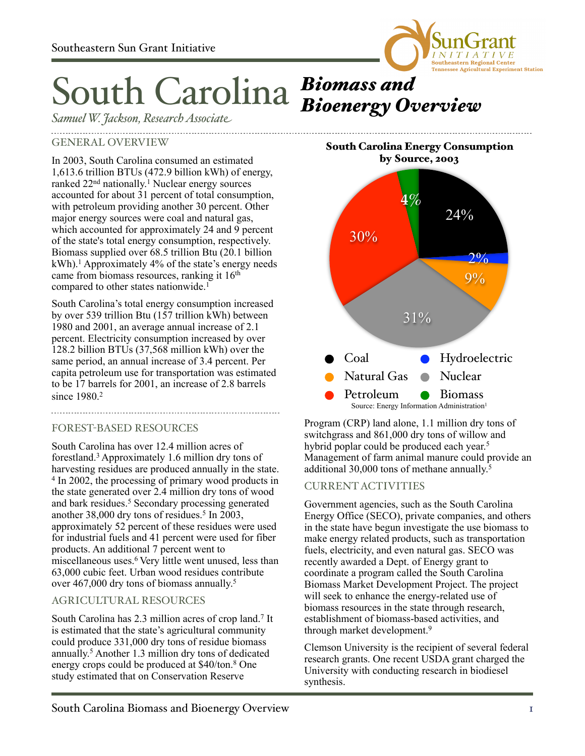Southeastern Sun Grant Initiative

# South Carolina *Biomass and Bioenergy Overview*

*Samuel W. Jackson, Research Associate*

## GENERAL OVERVIEW

In 2003, South Carolina consumed an estimated 1,613.6 trillion BTUs (472.9 billion kWh) of energy, ranked 22nd nationally.[1] Nuclear energy sources accounted for about 31 percent of total consumption, with petroleum providing another 30 percent. Other major energy sources were coal and natural gas, which accounted for approximately 24 and 9 percent of the state's total energy consumption, respectively. Biomass supplied over 68.5 trillion Btu (20.1 billion kWh).[1] Approximately 4% of the state's energy needs came from biomass resources, ranking it 16th compared to other states nationwide.[1]

South Carolina's total energy consumption increased by over 539 trillion Btu (157 trillion kWh) between 1980 and 2001, an average annual increase of 2.1 percent. Electricity consumption increased by over 128.2 billion BTUs (37,568 million kWh) over the same period, an annual increase of 3.4 percent. Per capita petroleum use for transportation was estimated to be 17 barrels for 2001, an increase of 2.8 barrels since 1980.[2]

**South Carolina Energy Consumption by Source, 2003**

| Source | Percent |
|---|---|
| Coal | 24% |
| Hydroelectric | 2% |
| Natural Gas | 9% |
| Nuclear | 31% |
| Petroleum | 30% |
| Biomass | 4% |

Source: Energy Information Administration[1]

## FOREST-BASED RESOURCES

South Carolina has over 12.4 million acres of forestland.[3] Approximately 1.6 million dry tons of harvesting residues are produced annually in the state.[4] In 2002, the processing of primary wood products in the state generated over 2.4 million dry tons of wood and bark residues.[5] Secondary processing generated another 38,000 dry tons of residues.[5] In 2003, approximately 52 percent of these residues were used for industrial fuels and 41 percent were used for fiber products. An additional 7 percent went to miscellaneous uses.[6] Very little went unused, less than 63,000 cubic feet. Urban wood residues contribute over 467,000 dry tons of biomass annually.[5]

## AGRICULTURAL RESOURCES

South Carolina has 2.3 million acres of crop land.[7] It is estimated that the state's agricultural community could produce 331,000 dry tons of residue biomass annually.[5] Another 1.3 million dry tons of dedicated energy crops could be produced at $40/ton.[8] One study estimated that on Conservation Reserve Program (CRP) land alone, 1.1 million dry tons of switchgrass and 861,000 dry tons of willow and hybrid poplar could be produced each year.[5] Management of farm animal manure could provide an additional 30,000 tons of methane annually.[5]

## CURRENT ACTIVITIES

Government agencies, such as the South Carolina Energy Office (SECO), private companies, and others in the state have begun investigate the use biomass to make energy related products, such as transportation fuels, electricity, and even natural gas. SECO was recently awarded a Dept. of Energy grant to coordinate a program called the South Carolina Biomass Market Development Project. The project will seek to enhance the energy-related use of biomass resources in the state through research, establishment of biomass-based activities, and through market development.[9]

Clemson University is the recipient of several federal research grants. One recent USDA grant charged the University with conducting research in biodiesel synthesis.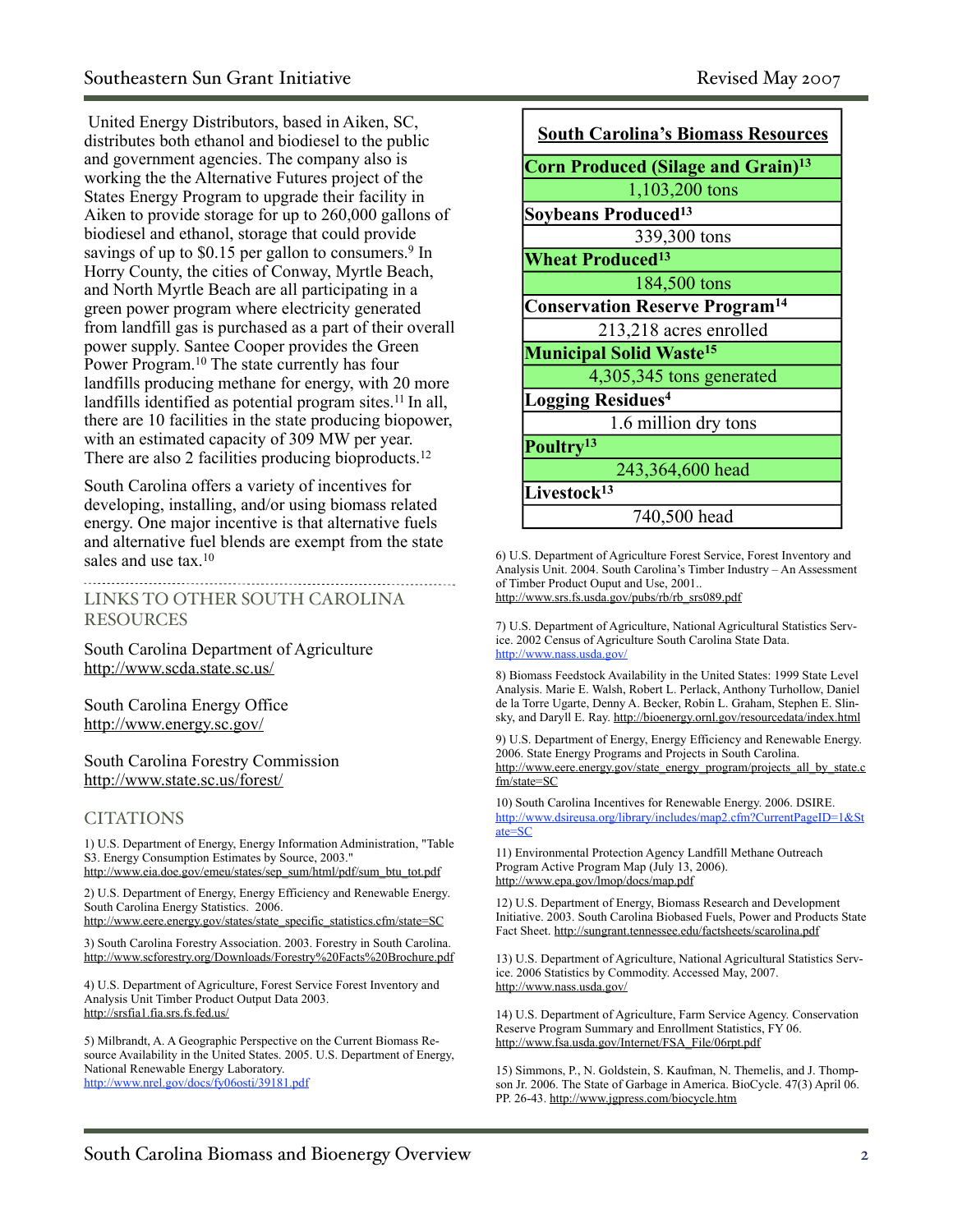United Energy Distributors, based in Aiken, SC, distributes both ethanol and biodiesel to the public and government agencies. The company also is working the the Alternative Futures project of the States Energy Program to upgrade their facility in Aiken to provide storage for up to 260,000 gallons of biodiesel and ethanol, storage that could provide savings of up to $0.15 per gallon to consumers.[9] In Horry County, the cities of Conway, Myrtle Beach, and North Myrtle Beach are all participating in a green power program where electricity generated from landfill gas is purchased as a part of their overall power supply. Santee Cooper provides the Green Power Program.[10] The state currently has four landfills producing methane for energy, with 20 more landfills identified as potential program sites.[11] In all, there are 10 facilities in the state producing biopower, with an estimated capacity of 309 MW per year. There are also 2 facilities producing bioproducts.[12]

South Carolina offers a variety of incentives for developing, installing, and/or using biomass related energy. One major incentive is that alternative fuels and alternative fuel blends are exempt from the state sales and use tax.[10]

| South Carolina's Biomass Resources |
| --- |
| **Corn Produced (Silage and Grain)[13]** |
| 1,103,200 tons |
| **Soybeans Produced[13]** |
| 339,300 tons |
| **Wheat Produced[13]** |
| 184,500 tons |
| **Conservation Reserve Program[14]** |
| 213,218 acres enrolled |
| **Municipal Solid Waste[15]** |
| 4,305,345 tons generated |
| **Logging Residues[4]** |
| 1.6 million dry tons |
| **Poultry[13]** |
| 243,364,600 head |
| **Livestock[13]** |
| 740,500 head |

## LINKS TO OTHER SOUTH CAROLINA RESOURCES

South Carolina Department of Agriculture
http://www.scda.state.sc.us/

South Carolina Energy Office
http://www.energy.sc.gov/

South Carolina Forestry Commission
http://www.state.sc.us/forest/

## CITATIONS

1) U.S. Department of Energy, Energy Information Administration, "Table S3. Energy Consumption Estimates by Source, 2003." http://www.eia.doe.gov/emeu/states/sep_sum/html/pdf/sum_btu_tot.pdf

2) U.S. Department of Energy, Energy Efficiency and Renewable Energy. South Carolina Energy Statistics. 2006. http://www.eere.energy.gov/states/state_specific_statistics.cfm/state=SC

3) South Carolina Forestry Association. 2003. Forestry in South Carolina. http://www.scforestry.org/Downloads/Forestry%20Facts%20Brochure.pdf

4) U.S. Department of Agriculture, Forest Service Forest Inventory and Analysis Unit Timber Product Output Data 2003. http://srsfia1.fia.srs.fs.fed.us/

5) Milbrandt, A. A Geographic Perspective on the Current Biomass Resource Availability in the United States. 2005. U.S. Department of Energy, National Renewable Energy Laboratory. http://www.nrel.gov/docs/fy06osti/39181.pdf

6) U.S. Department of Agriculture Forest Service, Forest Inventory and Analysis Unit. 2004. South Carolina's Timber Industry – An Assessment of Timber Product Ouput and Use, 2001.. http://www.srs.fs.usda.gov/pubs/rb/rb_srs089.pdf

7) U.S. Department of Agriculture, National Agricultural Statistics Service. 2002 Census of Agriculture South Carolina State Data. http://www.nass.usda.gov/

8) Biomass Feedstock Availability in the United States: 1999 State Level Analysis. Marie E. Walsh, Robert L. Perlack, Anthony Turhollow, Daniel de la Torre Ugarte, Denny A. Becker, Robin L. Graham, Stephen E. Slinsky, and Daryll E. Ray. http://bioenergy.ornl.gov/resourcedata/index.html

9) U.S. Department of Energy, Energy Efficiency and Renewable Energy. 2006. State Energy Programs and Projects in South Carolina. http://www.eere.energy.gov/state_energy_program/projects_all_by_state.cfm/state=SC

10) South Carolina Incentives for Renewable Energy. 2006. DSIRE. http://www.dsireusa.org/library/includes/map2.cfm?CurrentPageID=1&State=SC

11) Environmental Protection Agency Landfill Methane Outreach Program Active Program Map (July 13, 2006). http://www.epa.gov/lmop/docs/map.pdf

12) U.S. Department of Energy, Biomass Research and Development Initiative. 2003. South Carolina Biobased Fuels, Power and Products State Fact Sheet. http://sungrant.tennessee.edu/factsheets/scarolina.pdf

13) U.S. Department of Agriculture, National Agricultural Statistics Service. 2006 Statistics by Commodity. Accessed May, 2007. http://www.nass.usda.gov/

14) U.S. Department of Agriculture, Farm Service Agency. Conservation Reserve Program Summary and Enrollment Statistics, FY 06. http://www.fsa.usda.gov/Internet/FSA_File/06rpt.pdf

15) Simmons, P., N. Goldstein, S. Kaufman, N. Themelis, and J. Thompson Jr. 2006. The State of Garbage in America. BioCycle. 47(3) April 06. PP. 26-43. http://www.jgpress.com/biocycle.htm